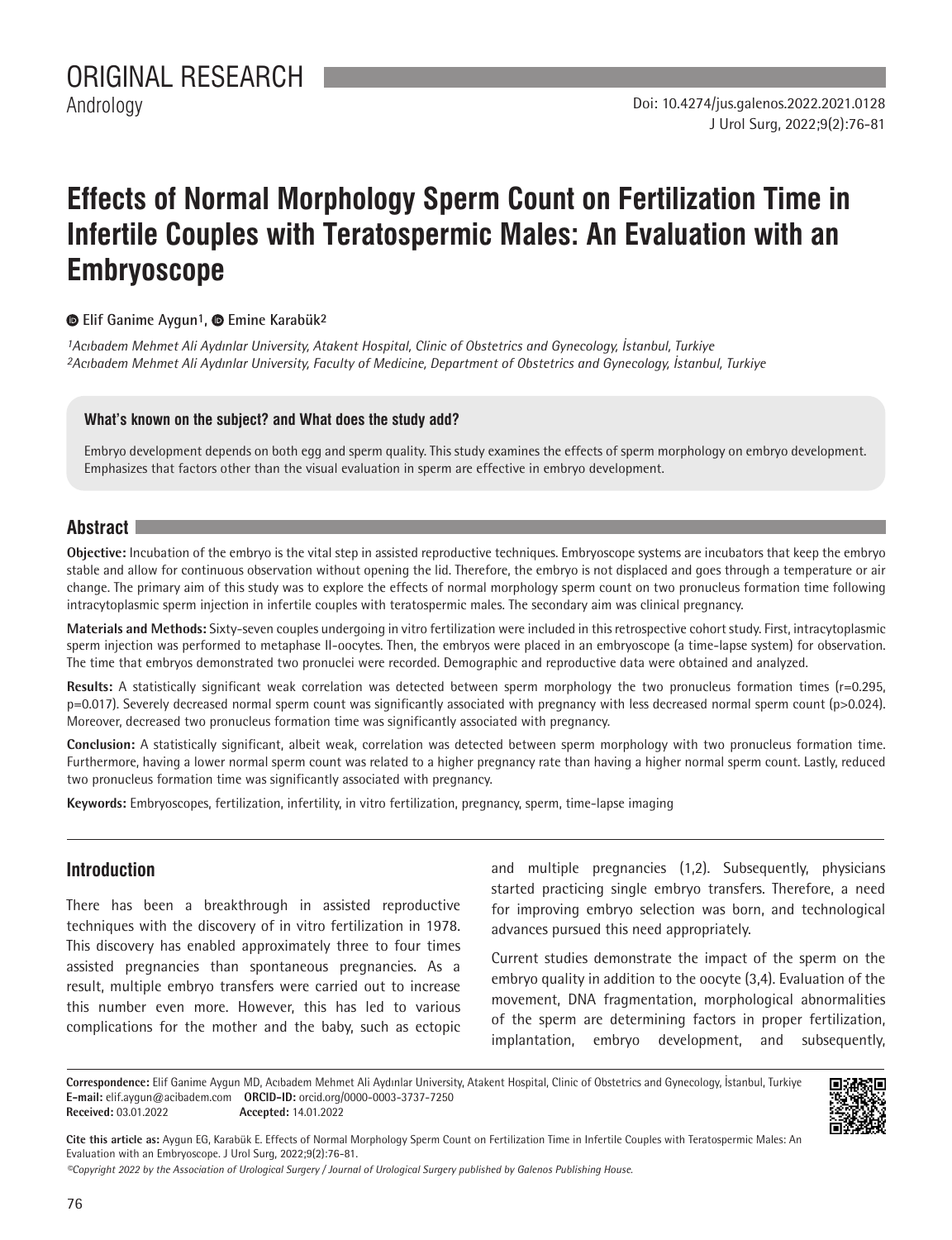ORIGINAL RESEARCH
Andrology

Doi: 10.4274/jus.galenos.2022.2021.0128

# Effects of Normal Morphology Sperm Count on Fertilization Time in Infertile Couples with Teratospermic Males: An Evaluation with an Embryoscope

**Elif Ganime Aygun[1], Emine Karabük[2]**

*[1]Acıbadem Mehmet Ali Aydınlar University, Atakent Hospital, Clinic of Obstetrics and Gynecology, İstanbul, Turkiye*
*[2]Acıbadem Mehmet Ali Aydınlar University, Faculty of Medicine, Department of Obstetrics and Gynecology, İstanbul, Turkiye*

**What's known on the subject? and What does the study add?**

Embryo development depends on both egg and sperm quality. This study examines the effects of sperm morphology on embryo development. Emphasizes that factors other than the visual evaluation in sperm are effective in embryo development.

## Abstract

**Objective:** Incubation of the embryo is the vital step in assisted reproductive techniques. Embryoscope systems are incubators that keep the embryo stable and allow for continuous observation without opening the lid. Therefore, the embryo is not displaced and goes through a temperature or air change. The primary aim of this study was to explore the effects of normal morphology sperm count on two pronucleus formation time following intracytoplasmic sperm injection in infertile couples with teratospermic males. The secondary aim was clinical pregnancy.

**Materials and Methods:** Sixty-seven couples undergoing in vitro fertilization were included in this retrospective cohort study. First, intracytoplasmic sperm injection was performed to metaphase II-oocytes. Then, the embryos were placed in an embryoscope (a time-lapse system) for observation. The time that embryos demonstrated two pronuclei were recorded. Demographic and reproductive data were obtained and analyzed.

**Results:** A statistically significant weak correlation was detected between sperm morphology the two pronucleus formation times ($r=0.295$, $p=0.017$). Severely decreased normal sperm count was significantly associated with pregnancy with less decreased normal sperm count ($p>0.024$). Moreover, decreased two pronucleus formation time was significantly associated with pregnancy.

**Conclusion:** A statistically significant, albeit weak, correlation was detected between sperm morphology with two pronucleus formation time. Furthermore, having a lower normal sperm count was related to a higher pregnancy rate than having a higher normal sperm count. Lastly, reduced two pronucleus formation time was significantly associated with pregnancy.

**Keywords:** Embryoscopes, fertilization, infertility, in vitro fertilization, pregnancy, sperm, time-lapse imaging

## Introduction

There has been a breakthrough in assisted reproductive techniques with the discovery of in vitro fertilization in 1978. This discovery has enabled approximately three to four times assisted pregnancies than spontaneous pregnancies. As a result, multiple embryo transfers were carried out to increase this number even more. However, this has led to various complications for the mother and the baby, such as ectopic and multiple pregnancies (1,2). Subsequently, physicians started practicing single embryo transfers. Therefore, a need for improving embryo selection was born, and technological advances pursued this need appropriately.

Current studies demonstrate the impact of the sperm on the embryo quality in addition to the oocyte (3,4). Evaluation of the movement, DNA fragmentation, morphological abnormalities of the sperm are determining factors in proper fertilization, implantation, embryo development, and subsequently,

**Correspondence:** Elif Ganime Aygun MD, Acıbadem Mehmet Ali Aydınlar University, Atakent Hospital, Clinic of Obstetrics and Gynecology, İstanbul, Turkiye
**E-mail:** elif.aygun@acibadem.com **ORCID-ID:** orcid.org/0000-0003-3737-7250
**Received:** 03.01.2022 **Accepted:** 14.01.2022

**Cite this article as:** Aygun EG, Karabük E. Effects of Normal Morphology Sperm Count on Fertilization Time in Infertile Couples with Teratospermic Males: An Evaluation with an Embryoscope. J Urol Surg, 2022;9(2):76-81.

*©Copyright 2022 by the Association of Urological Surgery / Journal of Urological Surgery published by Galenos Publishing House.*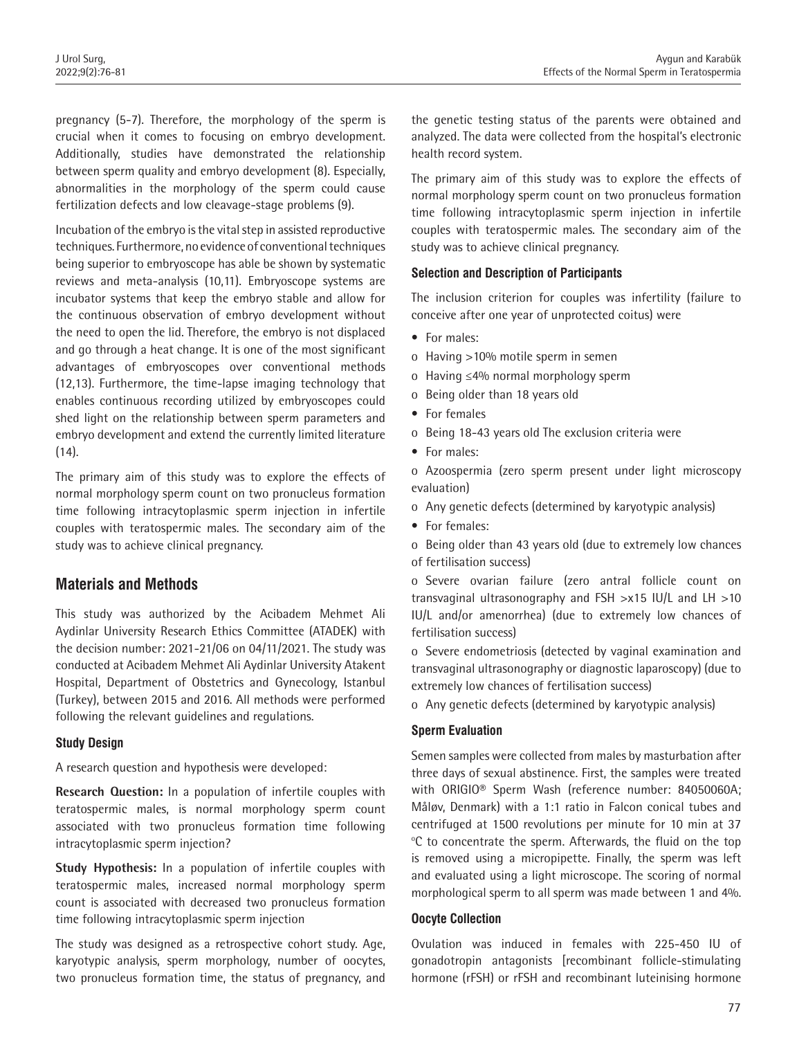pregnancy (5-7). Therefore, the morphology of the sperm is crucial when it comes to focusing on embryo development. Additionally, studies have demonstrated the relationship between sperm quality and embryo development (8). Especially, abnormalities in the morphology of the sperm could cause fertilization defects and low cleavage-stage problems (9).

Incubation of the embryo is the vital step in assisted reproductive techniques. Furthermore, no evidence of conventional techniques being superior to embryoscope has able be shown by systematic reviews and meta-analysis (10,11). Embryoscope systems are incubator systems that keep the embryo stable and allow for the continuous observation of embryo development without the need to open the lid. Therefore, the embryo is not displaced and go through a heat change. It is one of the most significant advantages of embryoscopes over conventional methods (12,13). Furthermore, the time-lapse imaging technology that enables continuous recording utilized by embryoscopes could shed light on the relationship between sperm parameters and embryo development and extend the currently limited literature (14).

The primary aim of this study was to explore the effects of normal morphology sperm count on two pronucleus formation time following intracytoplasmic sperm injection in infertile couples with teratospermic males. The secondary aim of the study was to achieve clinical pregnancy.

## Materials and Methods

This study was authorized by the Acibadem Mehmet Ali Aydinlar University Research Ethics Committee (ATADEK) with the decision number: 2021-21/06 on 04/11/2021. The study was conducted at Acibadem Mehmet Ali Aydinlar University Atakent Hospital, Department of Obstetrics and Gynecology, Istanbul (Turkey), between 2015 and 2016. All methods were performed following the relevant guidelines and regulations.

### Study Design

A research question and hypothesis were developed:

**Research Question:** In a population of infertile couples with teratospermic males, is normal morphology sperm count associated with two pronucleus formation time following intracytoplasmic sperm injection?

**Study Hypothesis:** In a population of infertile couples with teratospermic males, increased normal morphology sperm count is associated with decreased two pronucleus formation time following intracytoplasmic sperm injection

The study was designed as a retrospective cohort study. Age, karyotypic analysis, sperm morphology, number of oocytes, two pronucleus formation time, the status of pregnancy, and the genetic testing status of the parents were obtained and analyzed. The data were collected from the hospital's electronic health record system.

The primary aim of this study was to explore the effects of normal morphology sperm count on two pronucleus formation time following intracytoplasmic sperm injection in infertile couples with teratospermic males. The secondary aim of the study was to achieve clinical pregnancy.

### Selection and Description of Participants

The inclusion criterion for couples was infertility (failure to conceive after one year of unprotected coitus) were

- For males:
  - o Having >10% motile sperm in semen
  - o Having ≤4% normal morphology sperm
  - o Being older than 18 years old
- For females
  - o Being 18-43 years old The exclusion criteria were
- For males:
  - o Azoospermia (zero sperm present under light microscopy evaluation)
  - o Any genetic defects (determined by karyotypic analysis)
- For females:
  - o Being older than 43 years old (due to extremely low chances of fertilisation success)
  - o Severe ovarian failure (zero antral follicle count on transvaginal ultrasonography and FSH >x15 IU/L and LH >10 IU/L and/or amenorrhea) (due to extremely low chances of fertilisation success)
  - o Severe endometriosis (detected by vaginal examination and transvaginal ultrasonography or diagnostic laparoscopy) (due to extremely low chances of fertilisation success)
  - o Any genetic defects (determined by karyotypic analysis)

### Sperm Evaluation

Semen samples were collected from males by masturbation after three days of sexual abstinence. First, the samples were treated with ORIGIO® Sperm Wash (reference number: 84050060A; Måløv, Denmark) with a 1:1 ratio in Falcon conical tubes and centrifuged at 1500 revolutions per minute for 10 min at 37 °C to concentrate the sperm. Afterwards, the fluid on the top is removed using a micropipette. Finally, the sperm was left and evaluated using a light microscope. The scoring of normal morphological sperm to all sperm was made between 1 and 4%.

### Oocyte Collection

Ovulation was induced in females with 225-450 IU of gonadotropin antagonists [recombinant follicle-stimulating hormone (rFSH) or rFSH and recombinant luteinising hormone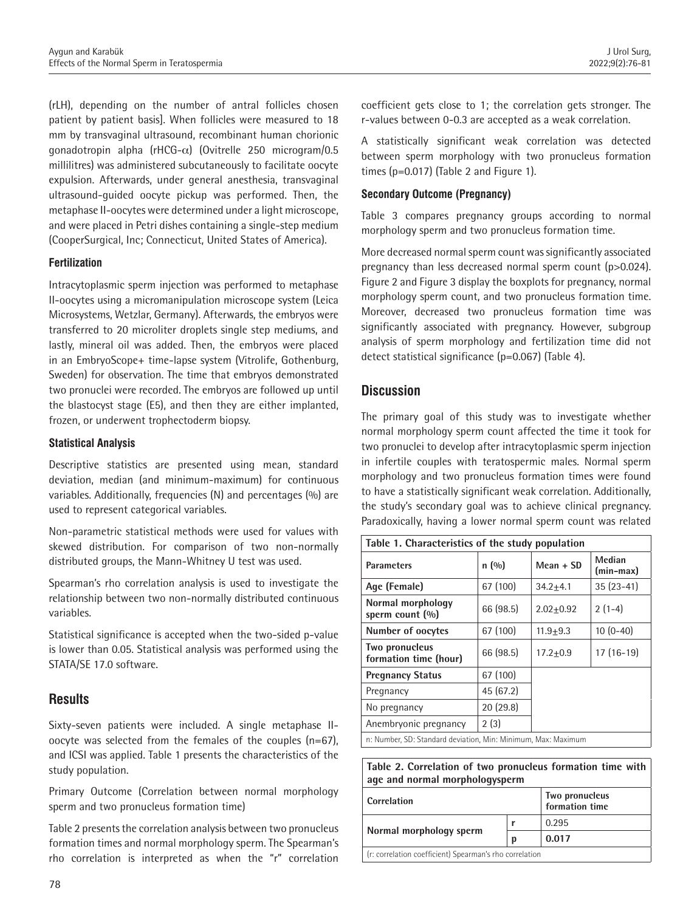(rLH), depending on the number of antral follicles chosen patient by patient basis]. When follicles were measured to 18 mm by transvaginal ultrasound, recombinant human chorionic gonadotropin alpha (rHCG-$\alpha$) (Ovitrelle 250 microgram/0.5 millilitres) was administered subcutaneously to facilitate oocyte expulsion. Afterwards, under general anesthesia, transvaginal ultrasound-guided oocyte pickup was performed. Then, the metaphase II-oocytes were determined under a light microscope, and were placed in Petri dishes containing a single-step medium (CooperSurgical, Inc; Connecticut, United States of America).

### Fertilization

Intracytoplasmic sperm injection was performed to metaphase II-oocytes using a micromanipulation microscope system (Leica Microsystems, Wetzlar, Germany). Afterwards, the embryos were transferred to 20 microliter droplets single step mediums, and lastly, mineral oil was added. Then, the embryos were placed in an EmbryoScope+ time-lapse system (Vitrolife, Gothenburg, Sweden) for observation. The time that embryos demonstrated two pronuclei were recorded. The embryos are followed up until the blastocyst stage (E5), and then they are either implanted, frozen, or underwent trophectoderm biopsy.

### Statistical Analysis

Descriptive statistics are presented using mean, standard deviation, median (and minimum-maximum) for continuous variables. Additionally, frequencies (N) and percentages (%) are used to represent categorical variables.

Non-parametric statistical methods were used for values with skewed distribution. For comparison of two non-normally distributed groups, the Mann-Whitney U test was used.

Spearman's rho correlation analysis is used to investigate the relationship between two non-normally distributed continuous variables.

Statistical significance is accepted when the two-sided p-value is lower than 0.05. Statistical analysis was performed using the STATA/SE 17.0 software.

## Results

Sixty-seven patients were included. A single metaphase II-oocyte was selected from the females of the couples (n=67), and ICSI was applied. Table 1 presents the characteristics of the study population.

Primary Outcome (Correlation between normal morphology sperm and two pronucleus formation time)

Table 2 presents the correlation analysis between two pronucleus formation times and normal morphology sperm. The Spearman's rho correlation is interpreted as when the "r" correlation coefficient gets close to 1; the correlation gets stronger. The r-values between 0-0.3 are accepted as a weak correlation.

A statistically significant weak correlation was detected between sperm morphology with two pronucleus formation times (p=0.017) (Table 2 and Figure 1).

### Secondary Outcome (Pregnancy)

Table 3 compares pregnancy groups according to normal morphology sperm and two pronucleus formation time.

More decreased normal sperm count was significantly associated pregnancy than less decreased normal sperm count (p>0.024). Figure 2 and Figure 3 display the boxplots for pregnancy, normal morphology sperm count, and two pronucleus formation time. Moreover, decreased two pronucleus formation time was significantly associated with pregnancy. However, subgroup analysis of sperm morphology and fertilization time did not detect statistical significance (p=0.067) (Table 4).

## Discussion

The primary goal of this study was to investigate whether normal morphology sperm count affected the time it took for two pronuclei to develop after intracytoplasmic sperm injection in infertile couples with teratospermic males. Normal sperm morphology and two pronucleus formation times were found to have a statistically significant weak correlation. Additionally, the study's secondary goal was to achieve clinical pregnancy. Paradoxically, having a lower normal sperm count was related

**Table 1. Characteristics of the study population**

| Parameters | n (%) | Mean + SD | Median (min-max) |
|---|---|---|---|
| Age (Female) | 67 (100) | 34.2±4.1 | 35 (23-41) |
| Normal morphology sperm count (%) | 66 (98.5) | 2.02±0.92 | 2 (1-4) |
| Number of oocytes | 67 (100) | 11.9±9.3 | 10 (0-40) |
| Two pronucleus formation time (hour) | 66 (98.5) | 17.2±0.9 | 17 (16-19) |
| Pregnancy Status | 67 (100) | | |
| Pregnancy | 45 (67.2) | | |
| No pregnancy | 20 (29.8) | | |
| Anembryonic pregnancy | 2 (3) | | |

n: Number, SD: Standard deviation, Min: Minimum, Max: Maximum

**Table 2. Correlation of two pronucleus formation time with age and normal morphologysperm**

| Correlation | | Two pronucleus formation time |
|---|---|---|
| Normal morphology sperm | r | 0.295 |
| | p | **0.017** |

(r: correlation coefficient) Spearman's rho correlation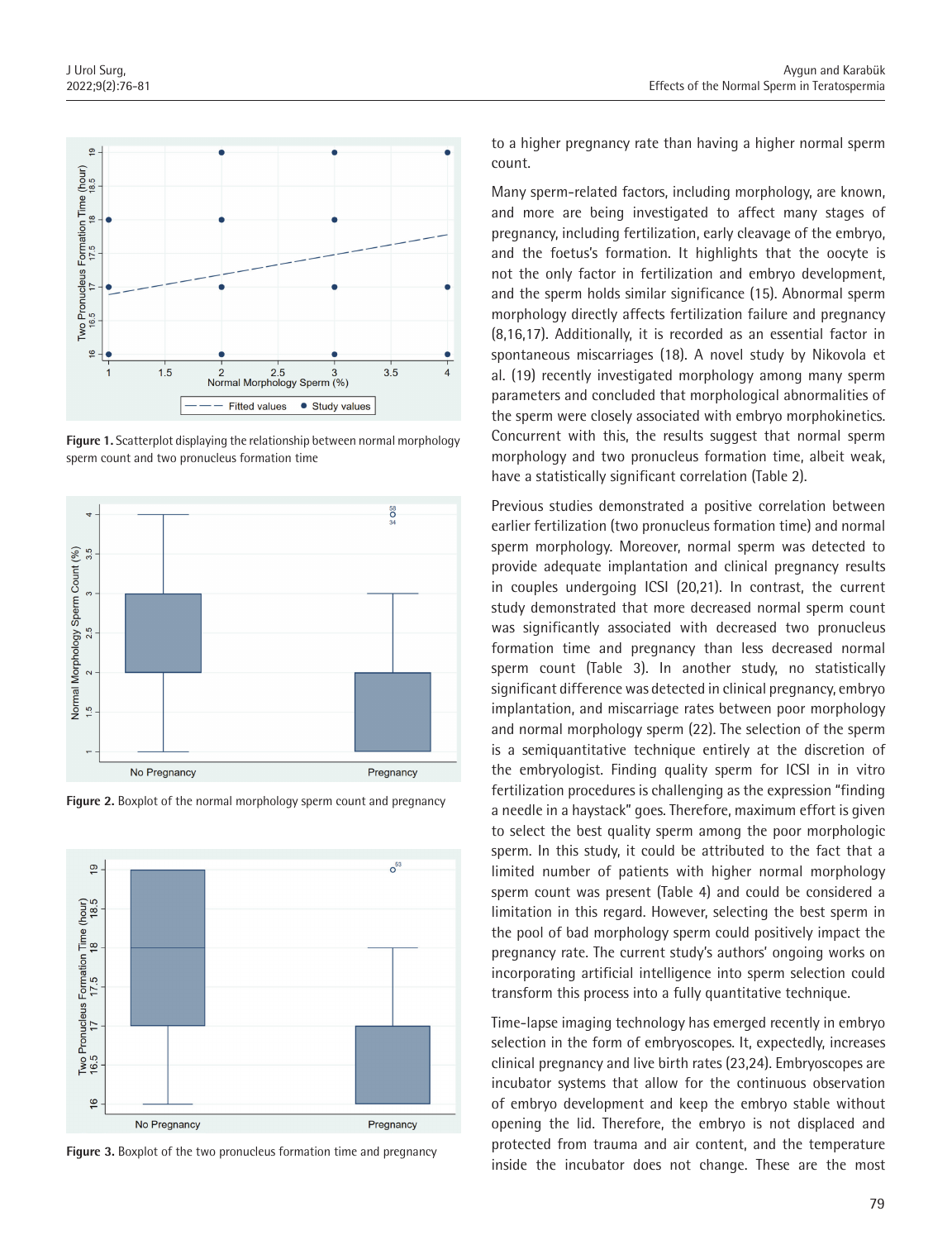Figure 1. Scatterplot displaying the relationship between normal morphology sperm count and two pronucleus formation time

Figure 2. Boxplot of the normal morphology sperm count and pregnancy

Figure 3. Boxplot of the two pronucleus formation time and pregnancy

to a higher pregnancy rate than having a higher normal sperm count.

Many sperm-related factors, including morphology, are known, and more are being investigated to affect many stages of pregnancy, including fertilization, early cleavage of the embryo, and the foetus's formation. It highlights that the oocyte is not the only factor in fertilization and embryo development, and the sperm holds similar significance (15). Abnormal sperm morphology directly affects fertilization failure and pregnancy (8,16,17). Additionally, it is recorded as an essential factor in spontaneous miscarriages (18). A novel study by Nikovola et al. (19) recently investigated morphology among many sperm parameters and concluded that morphological abnormalities of the sperm were closely associated with embryo morphokinetics. Concurrent with this, the results suggest that normal sperm morphology and two pronucleus formation time, albeit weak, have a statistically significant correlation (Table 2).

Previous studies demonstrated a positive correlation between earlier fertilization (two pronucleus formation time) and normal sperm morphology. Moreover, normal sperm was detected to provide adequate implantation and clinical pregnancy results in couples undergoing ICSI (20,21). In contrast, the current study demonstrated that more decreased normal sperm count was significantly associated with decreased two pronucleus formation time and pregnancy than less decreased normal sperm count (Table 3). In another study, no statistically significant difference was detected in clinical pregnancy, embryo implantation, and miscarriage rates between poor morphology and normal morphology sperm (22). The selection of the sperm is a semiquantitative technique entirely at the discretion of the embryologist. Finding quality sperm for ICSI in in vitro fertilization procedures is challenging as the expression "finding a needle in a haystack" goes. Therefore, maximum effort is given to select the best quality sperm among the poor morphologic sperm. In this study, it could be attributed to the fact that a limited number of patients with higher normal morphology sperm count was present (Table 4) and could be considered a limitation in this regard. However, selecting the best sperm in the pool of bad morphology sperm could positively impact the pregnancy rate. The current study's authors' ongoing works on incorporating artificial intelligence into sperm selection could transform this process into a fully quantitative technique.

Time-lapse imaging technology has emerged recently in embryo selection in the form of embryoscopes. It, expectedly, increases clinical pregnancy and live birth rates (23,24). Embryoscopes are incubator systems that allow for the continuous observation of embryo development and keep the embryo stable without opening the lid. Therefore, the embryo is not displaced and protected from trauma and air content, and the temperature inside the incubator does not change. These are the most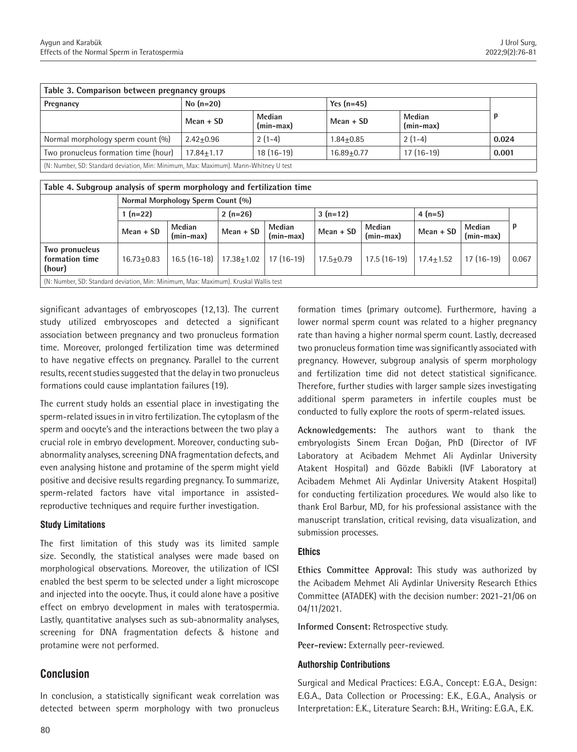**Table 3. Comparison between pregnancy groups**

| Pregnancy | No (n=20) | | Yes (n=45) | | p |
|---|---|---|---|---|---|
| | Mean + SD | Median (min-max) | Mean + SD | Median (min-max) | |
| Normal morphology sperm count (%) | 2.42±0.96 | 2 (1-4) | 1.84±0.85 | 2 (1-4) | **0.024** |
| Two pronucleus formation time (hour) | 17.84±1.17 | 18 (16-19) | 16.89±0.77 | 17 (16-19) | **0.001** |

(N: Number, SD: Standard deviation, Min: Minimum, Max: Maximum). Mann-Whitney U test

**Table 4. Subgroup analysis of sperm morphology and fertilization time**

| | Normal Morphology Sperm Count (%) | | | | | | | | |
|---|---|---|---|---|---|---|---|---|---|
| | 1 (n=22) | | 2 (n=26) | | 3 (n=12) | | 4 (n=5) | | p |
| | Mean + SD | Median (min-max) | Mean + SD | Median (min-max) | Mean + SD | Median (min-max) | Mean + SD | Median (min-max) | |
| **Two pronucleus formation time (hour)** | 16.73±0.83 | 16.5 (16-18) | 17.38±1.02 | 17 (16-19) | 17.5±0.79 | 17.5 (16-19) | 17.4±1.52 | 17 (16-19) | 0.067 |

(N: Number, SD: Standard deviation, Min: Minimum, Max: Maximum). Kruskal Wallis test

significant advantages of embryoscopes (12,13). The current study utilized embryoscopes and detected a significant association between pregnancy and two pronucleus formation time. Moreover, prolonged fertilization time was determined to have negative effects on pregnancy. Parallel to the current results, recent studies suggested that the delay in two pronucleus formations could cause implantation failures (19).

The current study holds an essential place in investigating the sperm-related issues in in vitro fertilization. The cytoplasm of the sperm and oocyte's and the interactions between the two play a crucial role in embryo development. Moreover, conducting sub-abnormality analyses, screening DNA fragmentation defects, and even analysing histone and protamine of the sperm might yield positive and decisive results regarding pregnancy. To summarize, sperm-related factors have vital importance in assisted-reproductive techniques and require further investigation.

### Study Limitations

The first limitation of this study was its limited sample size. Secondly, the statistical analyses were made based on morphological observations. Moreover, the utilization of ICSI enabled the best sperm to be selected under a light microscope and injected into the oocyte. Thus, it could alone have a positive effect on embryo development in males with teratospermia. Lastly, quantitative analyses such as sub-abnormality analyses, screening for DNA fragmentation defects & histone and protamine were not performed.

## Conclusion

In conclusion, a statistically significant weak correlation was detected between sperm morphology with two pronucleus formation times (primary outcome). Furthermore, having a lower normal sperm count was related to a higher pregnancy rate than having a higher normal sperm count. Lastly, decreased two pronucleus formation time was significantly associated with pregnancy. However, subgroup analysis of sperm morphology and fertilization time did not detect statistical significance. Therefore, further studies with larger sample sizes investigating additional sperm parameters in infertile couples must be conducted to fully explore the roots of sperm-related issues.

**Acknowledgements:** The authors want to thank the embryologists Sinem Ercan Doğan, PhD (Director of IVF Laboratory at Acibadem Mehmet Ali Aydinlar University Atakent Hospital) and Gözde Babikli (IVF Laboratory at Acibadem Mehmet Ali Aydinlar University Atakent Hospital) for conducting fertilization procedures. We would also like to thank Erol Barbur, MD, for his professional assistance with the manuscript translation, critical revising, data visualization, and submission processes.

### Ethics

**Ethics Committee Approval:** This study was authorized by the Acibadem Mehmet Ali Aydinlar University Research Ethics Committee (ATADEK) with the decision number: 2021-21/06 on 04/11/2021.

**Informed Consent:** Retrospective study.

**Peer-review:** Externally peer-reviewed.

### Authorship Contributions

Surgical and Medical Practices: E.G.A., Concept: E.G.A., Design: E.G.A., Data Collection or Processing: E.K., E.G.A., Analysis or Interpretation: E.K., Literature Search: B.H., Writing: E.G.A., E.K.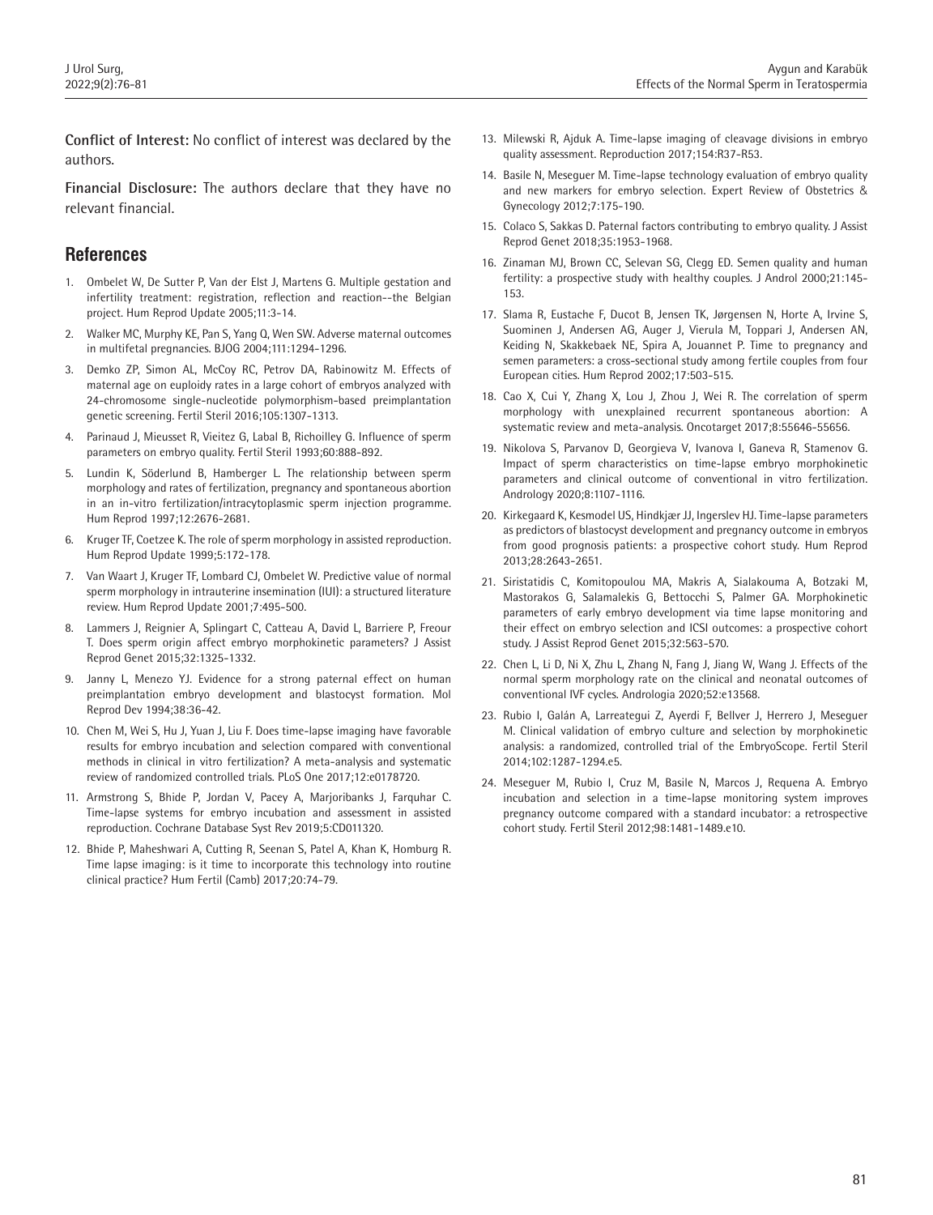**Conflict of Interest:** No conflict of interest was declared by the authors.

**Financial Disclosure:** The authors declare that they have no relevant financial.

## References

1. Ombelet W, De Sutter P, Van der Elst J, Martens G. Multiple gestation and infertility treatment: registration, reflection and reaction--the Belgian project. Hum Reprod Update 2005;11:3-14.
2. Walker MC, Murphy KE, Pan S, Yang Q, Wen SW. Adverse maternal outcomes in multifetal pregnancies. BJOG 2004;111:1294-1296.
3. Demko ZP, Simon AL, McCoy RC, Petrov DA, Rabinowitz M. Effects of maternal age on euploidy rates in a large cohort of embryos analyzed with 24-chromosome single-nucleotide polymorphism-based preimplantation genetic screening. Fertil Steril 2016;105:1307-1313.
4. Parinaud J, Mieusset R, Vieitez G, Labal B, Richoilley G. Influence of sperm parameters on embryo quality. Fertil Steril 1993;60:888-892.
5. Lundin K, Söderlund B, Hamberger L. The relationship between sperm morphology and rates of fertilization, pregnancy and spontaneous abortion in an in-vitro fertilization/intracytoplasmic sperm injection programme. Hum Reprod 1997;12:2676-2681.
6. Kruger TF, Coetzee K. The role of sperm morphology in assisted reproduction. Hum Reprod Update 1999;5:172-178.
7. Van Waart J, Kruger TF, Lombard CJ, Ombelet W. Predictive value of normal sperm morphology in intrauterine insemination (IUI): a structured literature review. Hum Reprod Update 2001;7:495-500.
8. Lammers J, Reignier A, Splingart C, Catteau A, David L, Barriere P, Freour T. Does sperm origin affect embryo morphokinetic parameters? J Assist Reprod Genet 2015;32:1325-1332.
9. Janny L, Menezo YJ. Evidence for a strong paternal effect on human preimplantation embryo development and blastocyst formation. Mol Reprod Dev 1994;38:36-42.
10. Chen M, Wei S, Hu J, Yuan J, Liu F. Does time-lapse imaging have favorable results for embryo incubation and selection compared with conventional methods in clinical in vitro fertilization? A meta-analysis and systematic review of randomized controlled trials. PLoS One 2017;12:e0178720.
11. Armstrong S, Bhide P, Jordan V, Pacey A, Marjoribanks J, Farquhar C. Time-lapse systems for embryo incubation and assessment in assisted reproduction. Cochrane Database Syst Rev 2019;5:CD011320.
12. Bhide P, Maheshwari A, Cutting R, Seenan S, Patel A, Khan K, Homburg R. Time lapse imaging: is it time to incorporate this technology into routine clinical practice? Hum Fertil (Camb) 2017;20:74-79.
13. Milewski R, Ajduk A. Time-lapse imaging of cleavage divisions in embryo quality assessment. Reproduction 2017;154:R37-R53.
14. Basile N, Meseguer M. Time-lapse technology evaluation of embryo quality and new markers for embryo selection. Expert Review of Obstetrics & Gynecology 2012;7:175-190.
15. Colaco S, Sakkas D. Paternal factors contributing to embryo quality. J Assist Reprod Genet 2018;35:1953-1968.
16. Zinaman MJ, Brown CC, Selevan SG, Clegg ED. Semen quality and human fertility: a prospective study with healthy couples. J Androl 2000;21:145-153.
17. Slama R, Eustache F, Ducot B, Jensen TK, Jørgensen N, Horte A, Irvine S, Suominen J, Andersen AG, Auger J, Vierula M, Toppari J, Andersen AN, Keiding N, Skakkebaek NE, Spira A, Jouannet P. Time to pregnancy and semen parameters: a cross-sectional study among fertile couples from four European cities. Hum Reprod 2002;17:503-515.
18. Cao X, Cui Y, Zhang X, Lou J, Zhou J, Wei R. The correlation of sperm morphology with unexplained recurrent spontaneous abortion: A systematic review and meta-analysis. Oncotarget 2017;8:55646-55656.
19. Nikolova S, Parvanov D, Georgieva V, Ivanova I, Ganeva R, Stamenov G. Impact of sperm characteristics on time-lapse embryo morphokinetic parameters and clinical outcome of conventional in vitro fertilization. Andrology 2020;8:1107-1116.
20. Kirkegaard K, Kesmodel US, Hindkjær JJ, Ingerslev HJ. Time-lapse parameters as predictors of blastocyst development and pregnancy outcome in embryos from good prognosis patients: a prospective cohort study. Hum Reprod 2013;28:2643-2651.
21. Siristatidis C, Komitopoulou MA, Makris A, Sialakouma A, Botzaki M, Mastorakos G, Salamalekis G, Bettocchi S, Palmer GA. Morphokinetic parameters of early embryo development via time lapse monitoring and their effect on embryo selection and ICSI outcomes: a prospective cohort study. J Assist Reprod Genet 2015;32:563-570.
22. Chen L, Li D, Ni X, Zhu L, Zhang N, Fang J, Jiang W, Wang J. Effects of the normal sperm morphology rate on the clinical and neonatal outcomes of conventional IVF cycles. Andrologia 2020;52:e13568.
23. Rubio I, Galán A, Larreategui Z, Ayerdi F, Bellver J, Herrero J, Meseguer M. Clinical validation of embryo culture and selection by morphokinetic analysis: a randomized, controlled trial of the EmbryoScope. Fertil Steril 2014;102:1287-1294.e5.
24. Meseguer M, Rubio I, Cruz M, Basile N, Marcos J, Requena A. Embryo incubation and selection in a time-lapse monitoring system improves pregnancy outcome compared with a standard incubator: a retrospective cohort study. Fertil Steril 2012;98:1481-1489.e10.